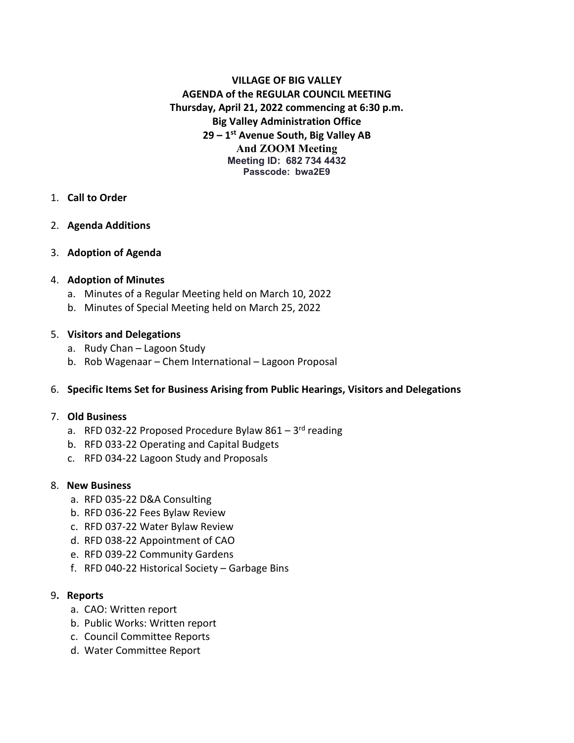**VILLAGE OF BIG VALLEY**
**AGENDA of the REGULAR COUNCIL MEETING**
**Thursday, April 21, 2022 commencing at 6:30 p.m.**
**Big Valley Administration Office**
**29 – 1st Avenue South, Big Valley AB**
**And ZOOM Meeting**
**Meeting ID: 682 734 4432**
**Passcode: bwa2E9**

1. **Call to Order**

2. **Agenda Additions**

3. **Adoption of Agenda**

4. **Adoption of Minutes**
   a. Minutes of a Regular Meeting held on March 10, 2022
   b. Minutes of Special Meeting held on March 25, 2022

5. **Visitors and Delegations**
   a. Rudy Chan – Lagoon Study
   b. Rob Wagenaar – Chem International – Lagoon Proposal

6. **Specific Items Set for Business Arising from Public Hearings, Visitors and Delegations**

7. **Old Business**
   a. RFD 032-22 Proposed Procedure Bylaw 861 – 3rd reading
   b. RFD 033-22 Operating and Capital Budgets
   c. RFD 034-22 Lagoon Study and Proposals

8. **New Business**
   a. RFD 035-22 D&A Consulting
   b. RFD 036-22 Fees Bylaw Review
   c. RFD 037-22 Water Bylaw Review
   d. RFD 038-22 Appointment of CAO
   e. RFD 039-22 Community Gardens
   f. RFD 040-22 Historical Society – Garbage Bins

9. **Reports**
   a. CAO: Written report
   b. Public Works: Written report
   c. Council Committee Reports
   d. Water Committee Report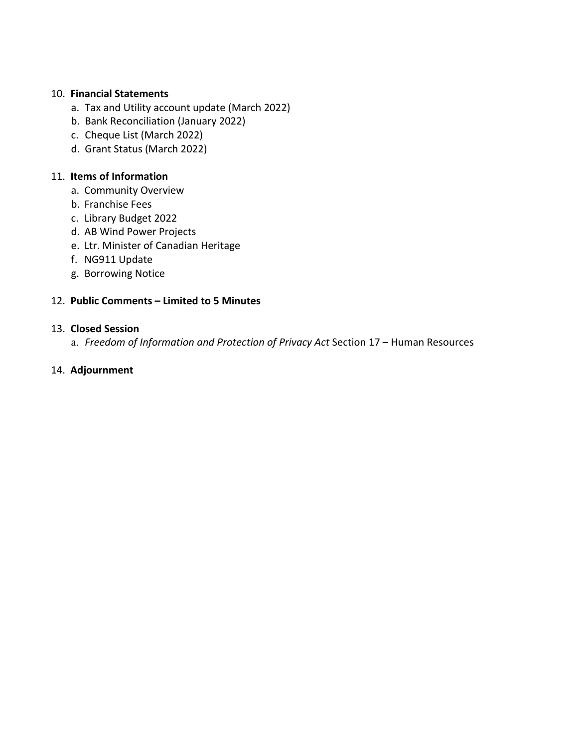10. **Financial Statements**
    a. Tax and Utility account update (March 2022)
    b. Bank Reconciliation (January 2022)
    c. Cheque List (March 2022)
    d. Grant Status (March 2022)

11. **Items of Information**
    a. Community Overview
    b. Franchise Fees
    c. Library Budget 2022
    d. AB Wind Power Projects
    e. Ltr. Minister of Canadian Heritage
    f. NG911 Update
    g. Borrowing Notice

12. **Public Comments – Limited to 5 Minutes**

13. **Closed Session**
    a. *Freedom of Information and Protection of Privacy Act* Section 17 – Human Resources

14. **Adjournment**